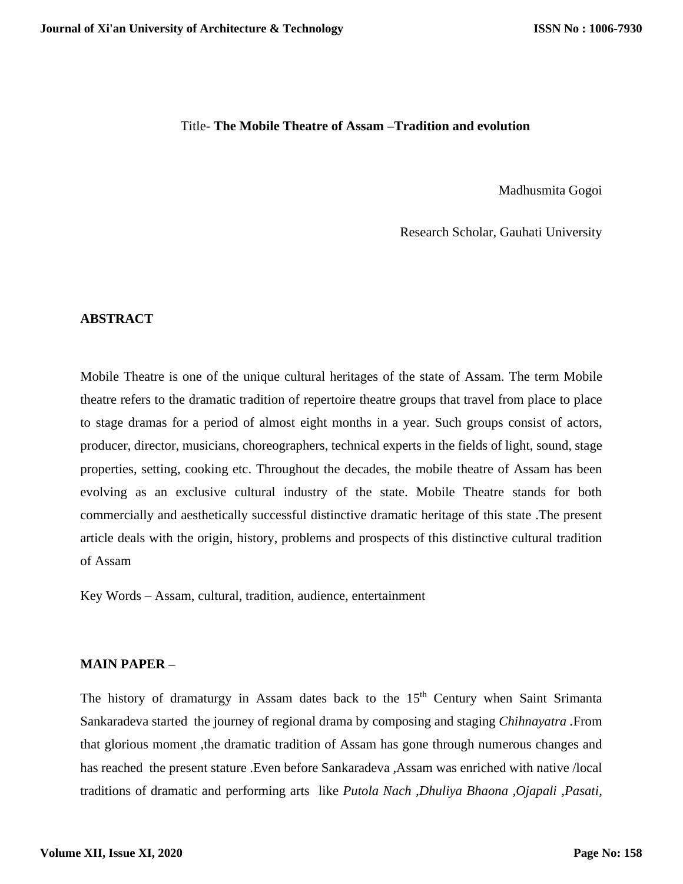Title- **The Mobile Theatre of Assam –Tradition and evolution**

Madhusmita Gogoi

Research Scholar, Gauhati University

## ABSTRACT

Mobile Theatre is one of the unique cultural heritages of the state of Assam. The term Mobile theatre refers to the dramatic tradition of repertoire theatre groups that travel from place to place to stage dramas for a period of almost eight months in a year. Such groups consist of actors, producer, director, musicians, choreographers, technical experts in the fields of light, sound, stage properties, setting, cooking etc. Throughout the decades, the mobile theatre of Assam has been evolving as an exclusive cultural industry of the state. Mobile Theatre stands for both commercially and aesthetically successful distinctive dramatic heritage of this state .The present article deals with the origin, history, problems and prospects of this distinctive cultural tradition of Assam

Key Words – Assam, cultural, tradition, audience, entertainment

## MAIN PAPER –

The history of dramaturgy in Assam dates back to the 15th Century when Saint Srimanta Sankaradeva started the journey of regional drama by composing and staging *Chihnayatra* .From that glorious moment ,the dramatic tradition of Assam has gone through numerous changes and has reached the present stature .Even before Sankaradeva ,Assam was enriched with native /local traditions of dramatic and performing arts like *Putola Nach ,Dhuliya Bhaona ,Ojapali ,Pasati,*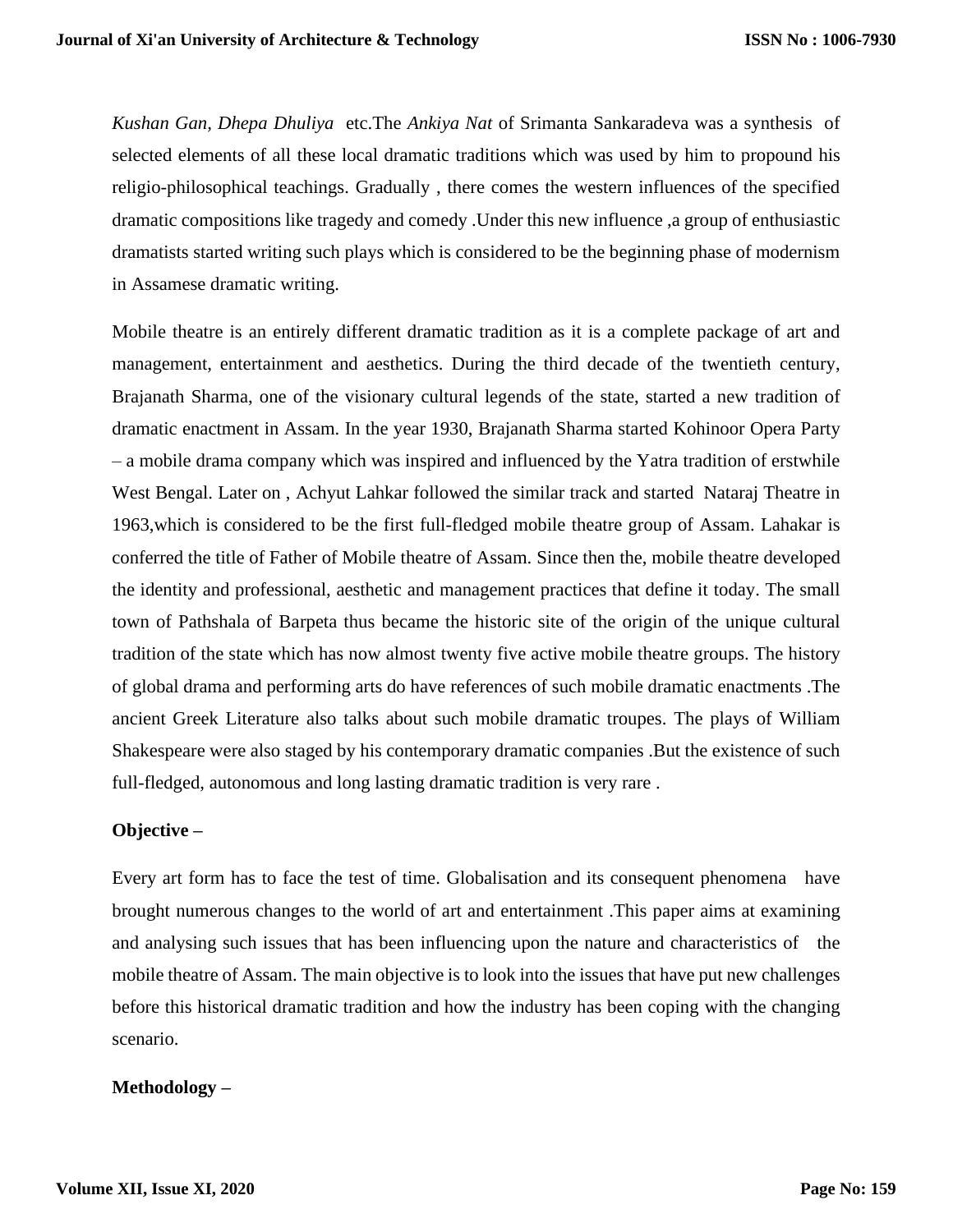*Kushan Gan, Dhepa Dhuliya* etc.The *Ankiya Nat* of Srimanta Sankaradeva was a synthesis of selected elements of all these local dramatic traditions which was used by him to propound his religio-philosophical teachings. Gradually , there comes the western influences of the specified dramatic compositions like tragedy and comedy .Under this new influence ,a group of enthusiastic dramatists started writing such plays which is considered to be the beginning phase of modernism in Assamese dramatic writing.

Mobile theatre is an entirely different dramatic tradition as it is a complete package of art and management, entertainment and aesthetics. During the third decade of the twentieth century, Brajanath Sharma, one of the visionary cultural legends of the state, started a new tradition of dramatic enactment in Assam. In the year 1930, Brajanath Sharma started Kohinoor Opera Party – a mobile drama company which was inspired and influenced by the Yatra tradition of erstwhile West Bengal. Later on , Achyut Lahkar followed the similar track and started Nataraj Theatre in 1963,which is considered to be the first full-fledged mobile theatre group of Assam. Lahakar is conferred the title of Father of Mobile theatre of Assam. Since then the, mobile theatre developed the identity and professional, aesthetic and management practices that define it today. The small town of Pathshala of Barpeta thus became the historic site of the origin of the unique cultural tradition of the state which has now almost twenty five active mobile theatre groups. The history of global drama and performing arts do have references of such mobile dramatic enactments .The ancient Greek Literature also talks about such mobile dramatic troupes. The plays of William Shakespeare were also staged by his contemporary dramatic companies .But the existence of such full-fledged, autonomous and long lasting dramatic tradition is very rare .

**Objective –**

Every art form has to face the test of time. Globalisation and its consequent phenomena have brought numerous changes to the world of art and entertainment .This paper aims at examining and analysing such issues that has been influencing upon the nature and characteristics of the mobile theatre of Assam. The main objective is to look into the issues that have put new challenges before this historical dramatic tradition and how the industry has been coping with the changing scenario.

**Methodology –**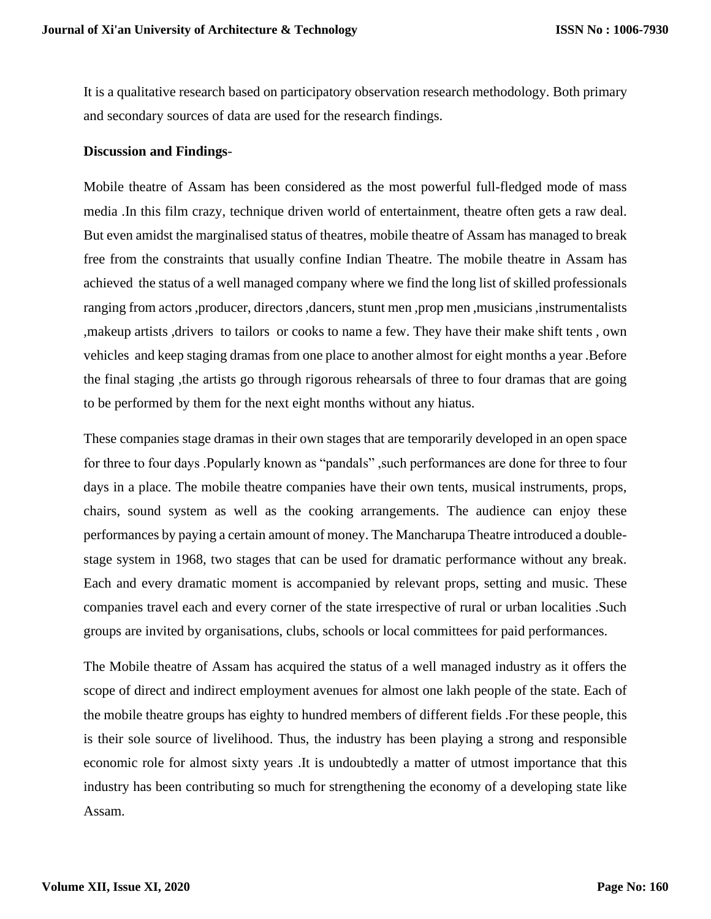It is a qualitative research based on participatory observation research methodology. Both primary and secondary sources of data are used for the research findings.

**Discussion and Findings**-

Mobile theatre of Assam has been considered as the most powerful full-fledged mode of mass media .In this film crazy, technique driven world of entertainment, theatre often gets a raw deal. But even amidst the marginalised status of theatres, mobile theatre of Assam has managed to break free from the constraints that usually confine Indian Theatre. The mobile theatre in Assam has achieved the status of a well managed company where we find the long list of skilled professionals ranging from actors ,producer, directors ,dancers, stunt men ,prop men ,musicians ,instrumentalists ,makeup artists ,drivers to tailors or cooks to name a few. They have their make shift tents , own vehicles and keep staging dramas from one place to another almost for eight months a year .Before the final staging ,the artists go through rigorous rehearsals of three to four dramas that are going to be performed by them for the next eight months without any hiatus.

These companies stage dramas in their own stages that are temporarily developed in an open space for three to four days .Popularly known as "pandals" ,such performances are done for three to four days in a place. The mobile theatre companies have their own tents, musical instruments, props, chairs, sound system as well as the cooking arrangements. The audience can enjoy these performances by paying a certain amount of money. The Mancharupa Theatre introduced a double-stage system in 1968, two stages that can be used for dramatic performance without any break. Each and every dramatic moment is accompanied by relevant props, setting and music. These companies travel each and every corner of the state irrespective of rural or urban localities .Such groups are invited by organisations, clubs, schools or local committees for paid performances.

The Mobile theatre of Assam has acquired the status of a well managed industry as it offers the scope of direct and indirect employment avenues for almost one lakh people of the state. Each of the mobile theatre groups has eighty to hundred members of different fields .For these people, this is their sole source of livelihood. Thus, the industry has been playing a strong and responsible economic role for almost sixty years .It is undoubtedly a matter of utmost importance that this industry has been contributing so much for strengthening the economy of a developing state like Assam.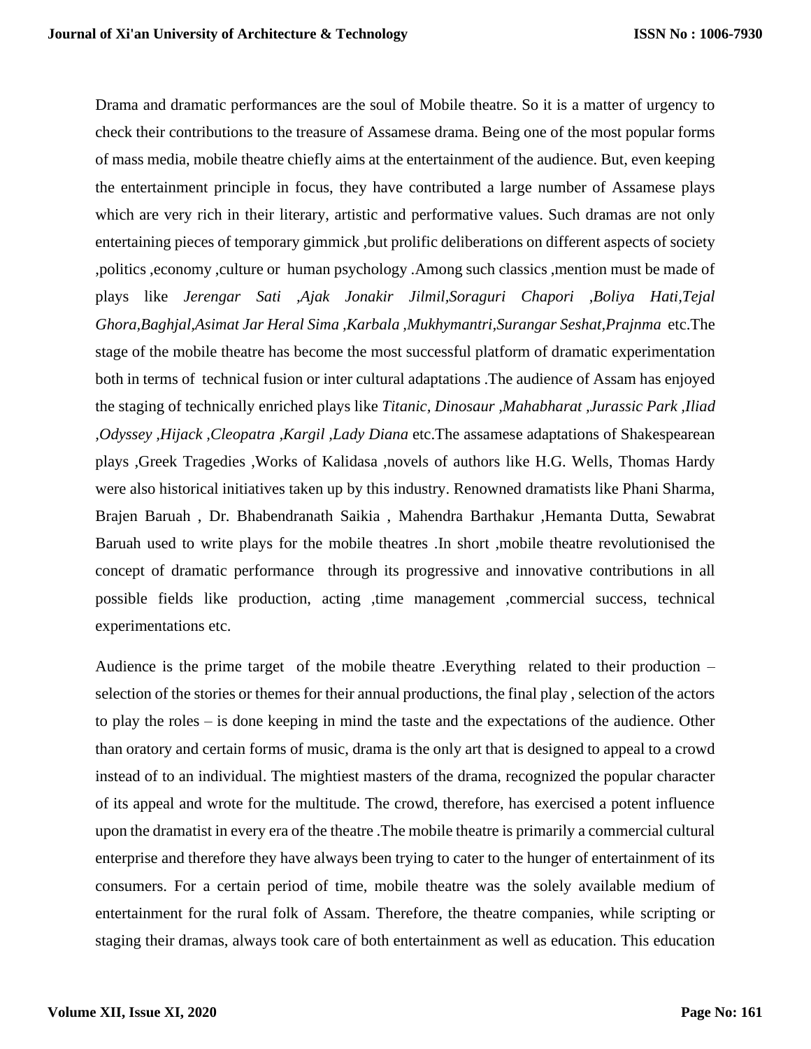Drama and dramatic performances are the soul of Mobile theatre. So it is a matter of urgency to check their contributions to the treasure of Assamese drama. Being one of the most popular forms of mass media, mobile theatre chiefly aims at the entertainment of the audience. But, even keeping the entertainment principle in focus, they have contributed a large number of Assamese plays which are very rich in their literary, artistic and performative values. Such dramas are not only entertaining pieces of temporary gimmick ,but prolific deliberations on different aspects of society ,politics ,economy ,culture or human psychology .Among such classics ,mention must be made of plays like *Jerengar Sati ,Ajak Jonakir Jilmil,Soraguri Chapori ,Boliya Hati,Tejal Ghora,Baghjal,Asimat Jar Heral Sima ,Karbala ,Mukhymantri,Surangar Seshat,Prajnma* etc.The stage of the mobile theatre has become the most successful platform of dramatic experimentation both in terms of technical fusion or inter cultural adaptations .The audience of Assam has enjoyed the staging of technically enriched plays like *Titanic, Dinosaur ,Mahabharat ,Jurassic Park ,Iliad ,Odyssey ,Hijack ,Cleopatra ,Kargil ,Lady Diana* etc.The assamese adaptations of Shakespearean plays ,Greek Tragedies ,Works of Kalidasa ,novels of authors like H.G. Wells, Thomas Hardy were also historical initiatives taken up by this industry. Renowned dramatists like Phani Sharma, Brajen Baruah , Dr. Bhabendranath Saikia , Mahendra Barthakur ,Hemanta Dutta, Sewabrat Baruah used to write plays for the mobile theatres .In short ,mobile theatre revolutionised the concept of dramatic performance through its progressive and innovative contributions in all possible fields like production, acting ,time management ,commercial success, technical experimentations etc.

Audience is the prime target of the mobile theatre .Everything related to their production – selection of the stories or themes for their annual productions, the final play , selection of the actors to play the roles – is done keeping in mind the taste and the expectations of the audience. Other than oratory and certain forms of music, drama is the only art that is designed to appeal to a crowd instead of to an individual. The mightiest masters of the drama, recognized the popular character of its appeal and wrote for the multitude. The crowd, therefore, has exercised a potent influence upon the dramatist in every era of the theatre .The mobile theatre is primarily a commercial cultural enterprise and therefore they have always been trying to cater to the hunger of entertainment of its consumers. For a certain period of time, mobile theatre was the solely available medium of entertainment for the rural folk of Assam. Therefore, the theatre companies, while scripting or staging their dramas, always took care of both entertainment as well as education. This education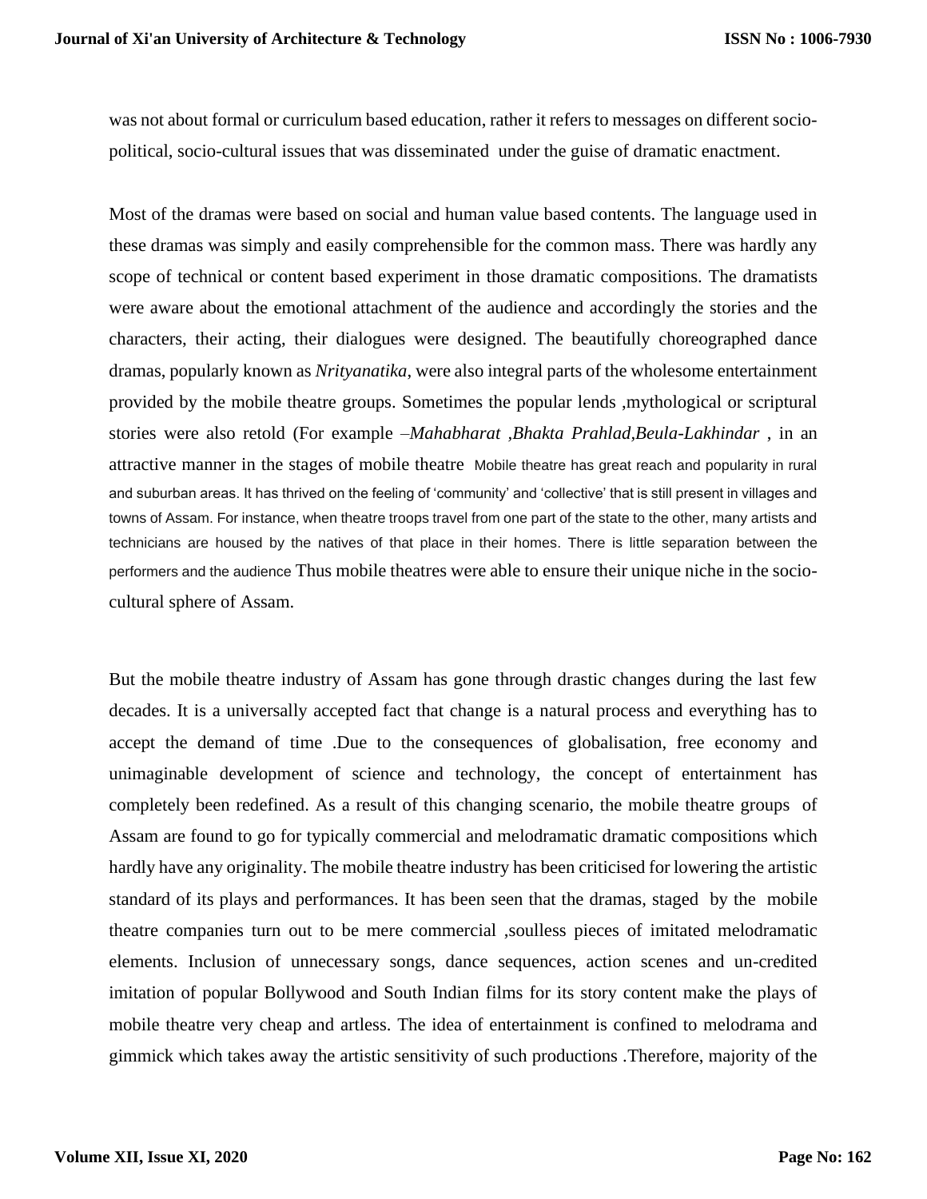was not about formal or curriculum based education, rather it refers to messages on different socio-political, socio-cultural issues that was disseminated under the guise of dramatic enactment.

Most of the dramas were based on social and human value based contents. The language used in these dramas was simply and easily comprehensible for the common mass. There was hardly any scope of technical or content based experiment in those dramatic compositions. The dramatists were aware about the emotional attachment of the audience and accordingly the stories and the characters, their acting, their dialogues were designed. The beautifully choreographed dance dramas, popularly known as *Nrityanatika*, were also integral parts of the wholesome entertainment provided by the mobile theatre groups. Sometimes the popular lends ,mythological or scriptural stories were also retold (For example –*Mahabharat ,Bhakta Prahlad,Beula-Lakhindar* , in an attractive manner in the stages of mobile theatre Mobile theatre has great reach and popularity in rural and suburban areas. It has thrived on the feeling of 'community' and 'collective' that is still present in villages and towns of Assam. For instance, when theatre troops travel from one part of the state to the other, many artists and technicians are housed by the natives of that place in their homes. There is little separation between the performers and the audience Thus mobile theatres were able to ensure their unique niche in the socio-cultural sphere of Assam.

But the mobile theatre industry of Assam has gone through drastic changes during the last few decades. It is a universally accepted fact that change is a natural process and everything has to accept the demand of time .Due to the consequences of globalisation, free economy and unimaginable development of science and technology, the concept of entertainment has completely been redefined. As a result of this changing scenario, the mobile theatre groups of Assam are found to go for typically commercial and melodramatic dramatic compositions which hardly have any originality. The mobile theatre industry has been criticised for lowering the artistic standard of its plays and performances. It has been seen that the dramas, staged by the mobile theatre companies turn out to be mere commercial ,soulless pieces of imitated melodramatic elements. Inclusion of unnecessary songs, dance sequences, action scenes and un-credited imitation of popular Bollywood and South Indian films for its story content make the plays of mobile theatre very cheap and artless. The idea of entertainment is confined to melodrama and gimmick which takes away the artistic sensitivity of such productions .Therefore, majority of the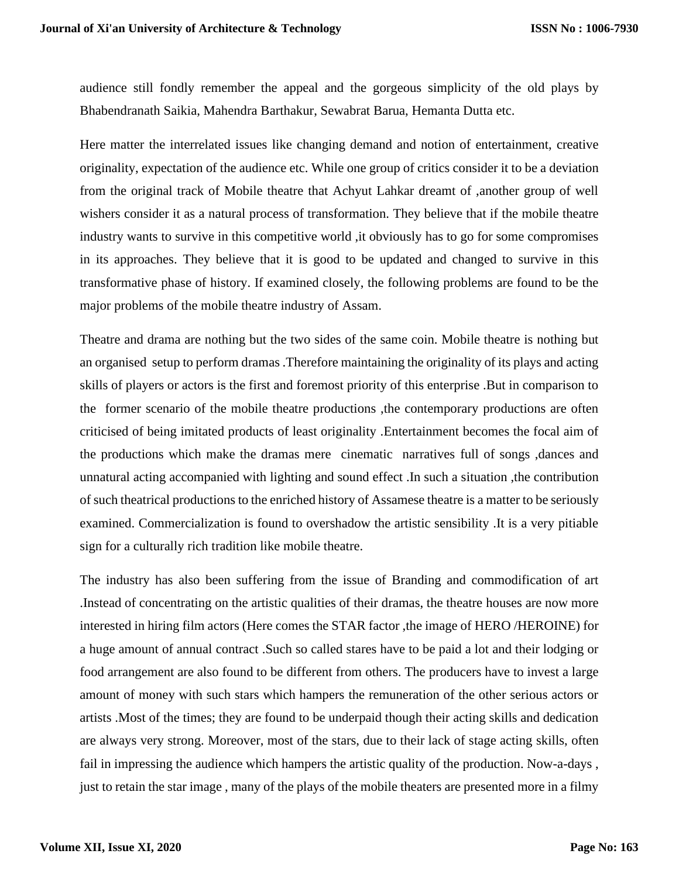audience still fondly remember the appeal and the gorgeous simplicity of the old plays by Bhabendranath Saikia, Mahendra Barthakur, Sewabrat Barua, Hemanta Dutta etc.

Here matter the interrelated issues like changing demand and notion of entertainment, creative originality, expectation of the audience etc. While one group of critics consider it to be a deviation from the original track of Mobile theatre that Achyut Lahkar dreamt of ,another group of well wishers consider it as a natural process of transformation. They believe that if the mobile theatre industry wants to survive in this competitive world ,it obviously has to go for some compromises in its approaches. They believe that it is good to be updated and changed to survive in this transformative phase of history. If examined closely, the following problems are found to be the major problems of the mobile theatre industry of Assam.

Theatre and drama are nothing but the two sides of the same coin. Mobile theatre is nothing but an organised setup to perform dramas .Therefore maintaining the originality of its plays and acting skills of players or actors is the first and foremost priority of this enterprise .But in comparison to the former scenario of the mobile theatre productions ,the contemporary productions are often criticised of being imitated products of least originality .Entertainment becomes the focal aim of the productions which make the dramas mere cinematic narratives full of songs ,dances and unnatural acting accompanied with lighting and sound effect .In such a situation ,the contribution of such theatrical productions to the enriched history of Assamese theatre is a matter to be seriously examined. Commercialization is found to overshadow the artistic sensibility .It is a very pitiable sign for a culturally rich tradition like mobile theatre.

The industry has also been suffering from the issue of Branding and commodification of art .Instead of concentrating on the artistic qualities of their dramas, the theatre houses are now more interested in hiring film actors (Here comes the STAR factor ,the image of HERO /HEROINE) for a huge amount of annual contract .Such so called stares have to be paid a lot and their lodging or food arrangement are also found to be different from others. The producers have to invest a large amount of money with such stars which hampers the remuneration of the other serious actors or artists .Most of the times; they are found to be underpaid though their acting skills and dedication are always very strong. Moreover, most of the stars, due to their lack of stage acting skills, often fail in impressing the audience which hampers the artistic quality of the production. Now-a-days , just to retain the star image , many of the plays of the mobile theaters are presented more in a filmy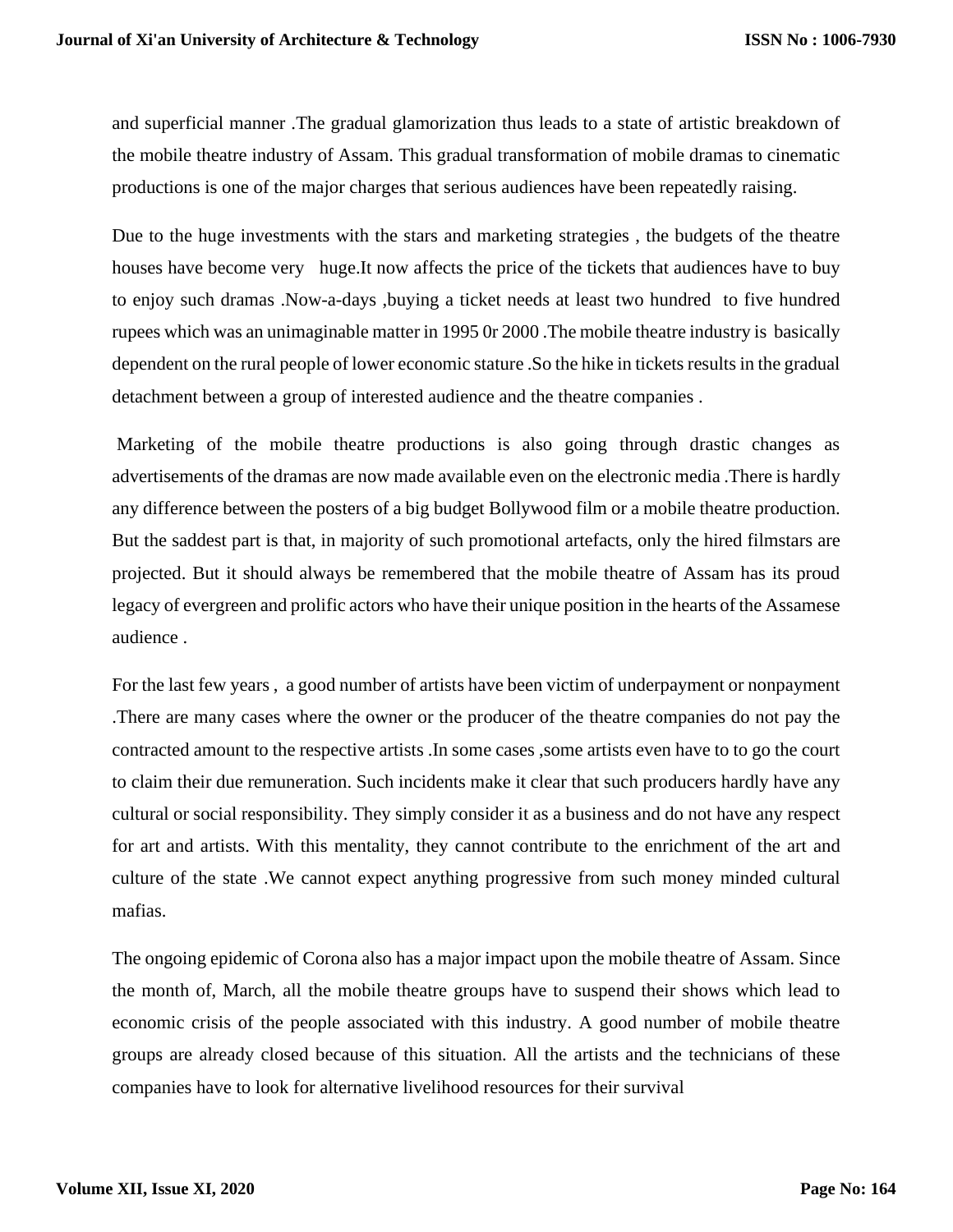and superficial manner .The gradual glamorization thus leads to a state of artistic breakdown of the mobile theatre industry of Assam. This gradual transformation of mobile dramas to cinematic productions is one of the major charges that serious audiences have been repeatedly raising.

Due to the huge investments with the stars and marketing strategies , the budgets of the theatre houses have become very huge.It now affects the price of the tickets that audiences have to buy to enjoy such dramas .Now-a-days ,buying a ticket needs at least two hundred to five hundred rupees which was an unimaginable matter in 1995 0r 2000 .The mobile theatre industry is basically dependent on the rural people of lower economic stature .So the hike in tickets results in the gradual detachment between a group of interested audience and the theatre companies .

Marketing of the mobile theatre productions is also going through drastic changes as advertisements of the dramas are now made available even on the electronic media .There is hardly any difference between the posters of a big budget Bollywood film or a mobile theatre production. But the saddest part is that, in majority of such promotional artefacts, only the hired filmstars are projected. But it should always be remembered that the mobile theatre of Assam has its proud legacy of evergreen and prolific actors who have their unique position in the hearts of the Assamese audience .

For the last few years , a good number of artists have been victim of underpayment or nonpayment .There are many cases where the owner or the producer of the theatre companies do not pay the contracted amount to the respective artists .In some cases ,some artists even have to to go the court to claim their due remuneration. Such incidents make it clear that such producers hardly have any cultural or social responsibility. They simply consider it as a business and do not have any respect for art and artists. With this mentality, they cannot contribute to the enrichment of the art and culture of the state .We cannot expect anything progressive from such money minded cultural mafias.

The ongoing epidemic of Corona also has a major impact upon the mobile theatre of Assam. Since the month of, March, all the mobile theatre groups have to suspend their shows which lead to economic crisis of the people associated with this industry. A good number of mobile theatre groups are already closed because of this situation. All the artists and the technicians of these companies have to look for alternative livelihood resources for their survival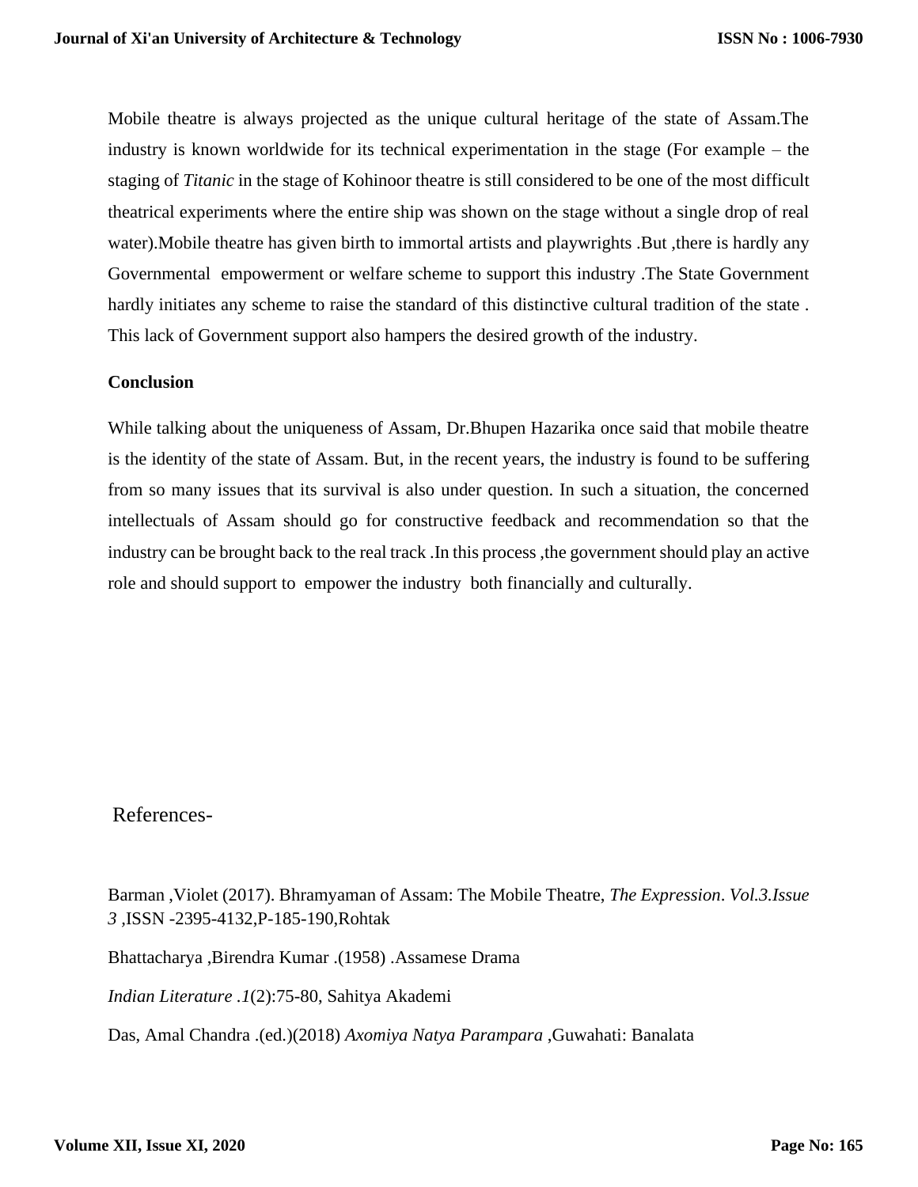Mobile theatre is always projected as the unique cultural heritage of the state of Assam.The industry is known worldwide for its technical experimentation in the stage (For example – the staging of *Titanic* in the stage of Kohinoor theatre is still considered to be one of the most difficult theatrical experiments where the entire ship was shown on the stage without a single drop of real water).Mobile theatre has given birth to immortal artists and playwrights .But ,there is hardly any Governmental empowerment or welfare scheme to support this industry .The State Government hardly initiates any scheme to raise the standard of this distinctive cultural tradition of the state . This lack of Government support also hampers the desired growth of the industry.

**Conclusion**

While talking about the uniqueness of Assam, Dr.Bhupen Hazarika once said that mobile theatre is the identity of the state of Assam. But, in the recent years, the industry is found to be suffering from so many issues that its survival is also under question. In such a situation, the concerned intellectuals of Assam should go for constructive feedback and recommendation so that the industry can be brought back to the real track .In this process ,the government should play an active role and should support to empower the industry both financially and culturally.

## References-

Barman ,Violet (2017). Bhramyaman of Assam: The Mobile Theatre, *The Expression*. *Vol.3.Issue 3* ,ISSN -2395-4132,P-185-190,Rohtak

Bhattacharya ,Birendra Kumar .(1958) .Assamese Drama

*Indian Literature .1*(2):75-80, Sahitya Akademi

Das, Amal Chandra .(ed.)(2018) *Axomiya Natya Parampara* ,Guwahati: Banalata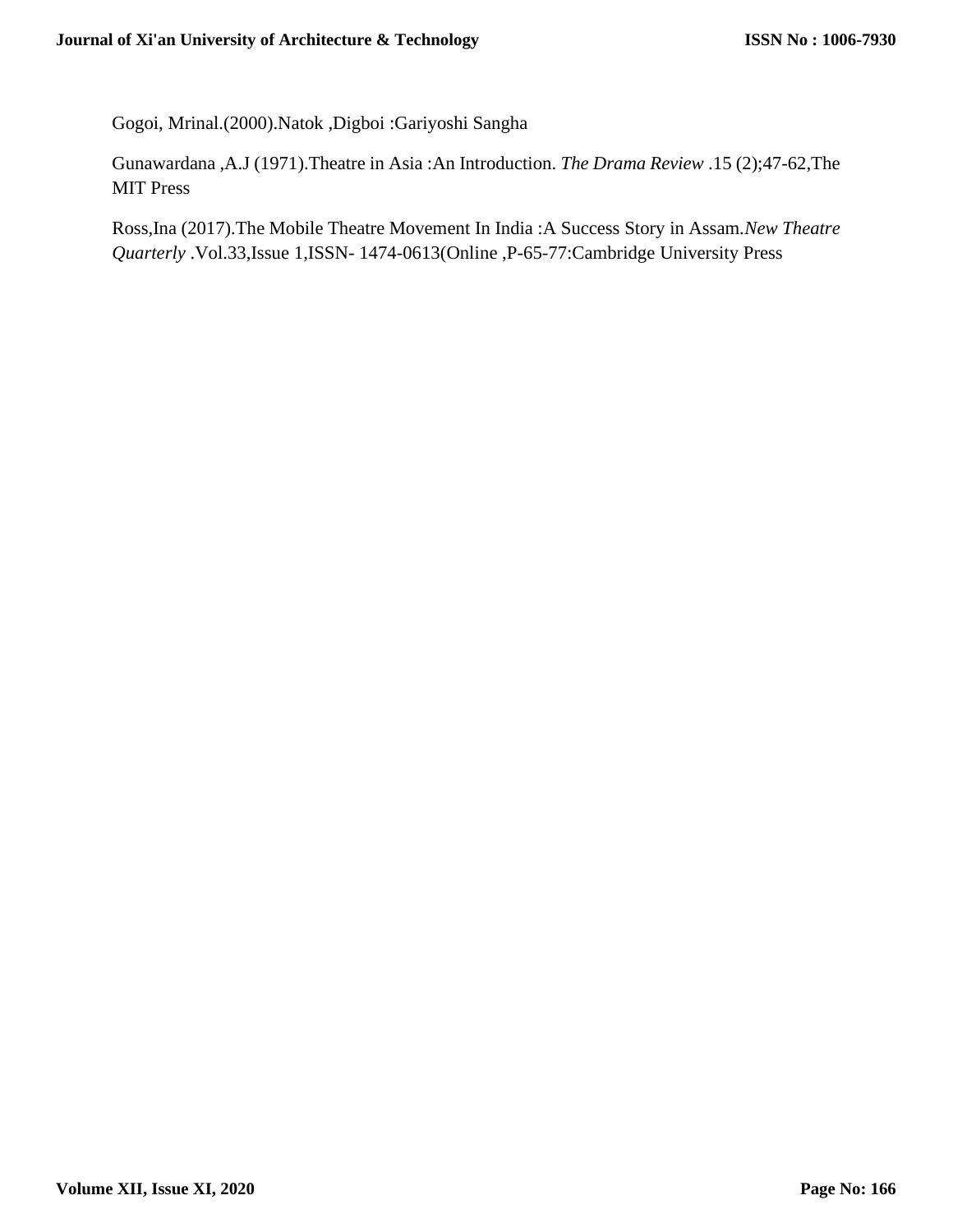Gogoi, Mrinal.(2000).Natok ,Digboi :Gariyoshi Sangha

Gunawardana ,A.J (1971).Theatre in Asia :An Introduction. *The Drama Review* .15 (2);47-62,The MIT Press

Ross,Ina (2017).The Mobile Theatre Movement In India :A Success Story in Assam.*New Theatre Quarterly* .Vol.33,Issue 1,ISSN- 1474-0613(Online ,P-65-77:Cambridge University Press